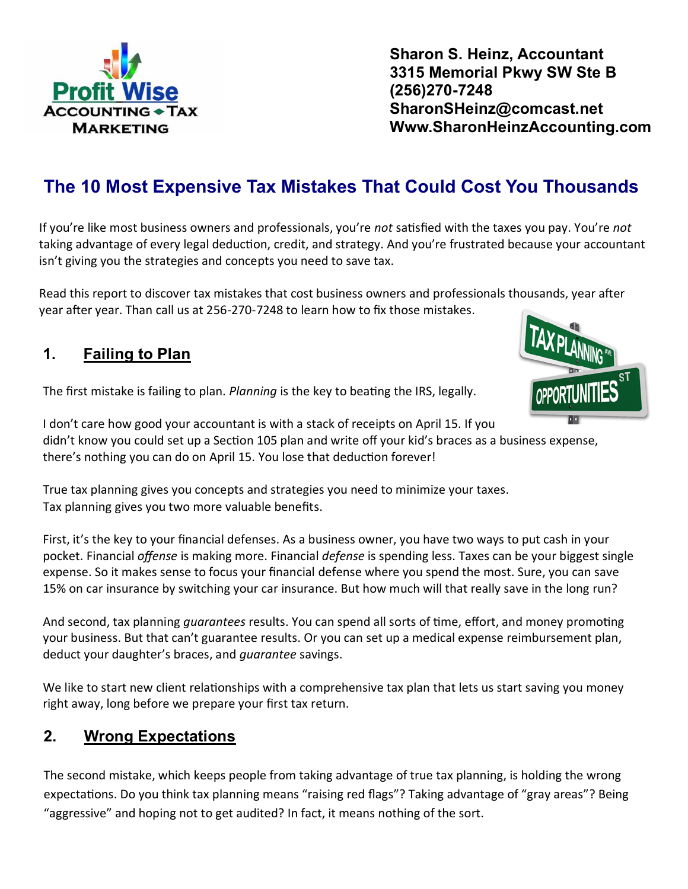**Profit Wise**
**ACCOUNTING ◆ TAX**
**MARKETING**

**Sharon S. Heinz, Accountant**
**3315 Memorial Pkwy SW Ste B**
**(256)270-7248**
**SharonSHeinz@comcast.net**
**Www.SharonHeinzAccounting.com**

# The 10 Most Expensive Tax Mistakes That Could Cost You Thousands

If you're like most business owners and professionals, you're *not* satisfied with the taxes you pay. You're *not* taking advantage of every legal deduction, credit, and strategy. And you're frustrated because your accountant isn't giving you the strategies and concepts you need to save tax.

Read this report to discover tax mistakes that cost business owners and professionals thousands, year after year after year. Than call us at 256-270-7248 to learn how to fix those mistakes.

## 1. Failing to Plan

The first mistake is failing to plan. *Planning* is the key to beating the IRS, legally.

I don't care how good your accountant is with a stack of receipts on April 15. If you didn't know you could set up a Section 105 plan and write off your kid's braces as a business expense, there's nothing you can do on April 15. You lose that deduction forever!

True tax planning gives you concepts and strategies you need to minimize your taxes.
Tax planning gives you two more valuable benefits.

First, it's the key to your financial defenses. As a business owner, you have two ways to put cash in your pocket. Financial *offense* is making more. Financial *defense* is spending less. Taxes can be your biggest single expense. So it makes sense to focus your financial defense where you spend the most. Sure, you can save 15% on car insurance by switching your car insurance. But how much will that really save in the long run?

And second, tax planning *guarantees* results. You can spend all sorts of time, effort, and money promoting your business. But that can't guarantee results. Or you can set up a medical expense reimbursement plan, deduct your daughter's braces, and *guarantee* savings.

We like to start new client relationships with a comprehensive tax plan that lets us start saving you money right away, long before we prepare your first tax return.

## 2. Wrong Expectations

The second mistake, which keeps people from taking advantage of true tax planning, is holding the wrong expectations. Do you think tax planning means "raising red flags"? Taking advantage of "gray areas"? Being "aggressive" and hoping not to get audited? In fact, it means nothing of the sort.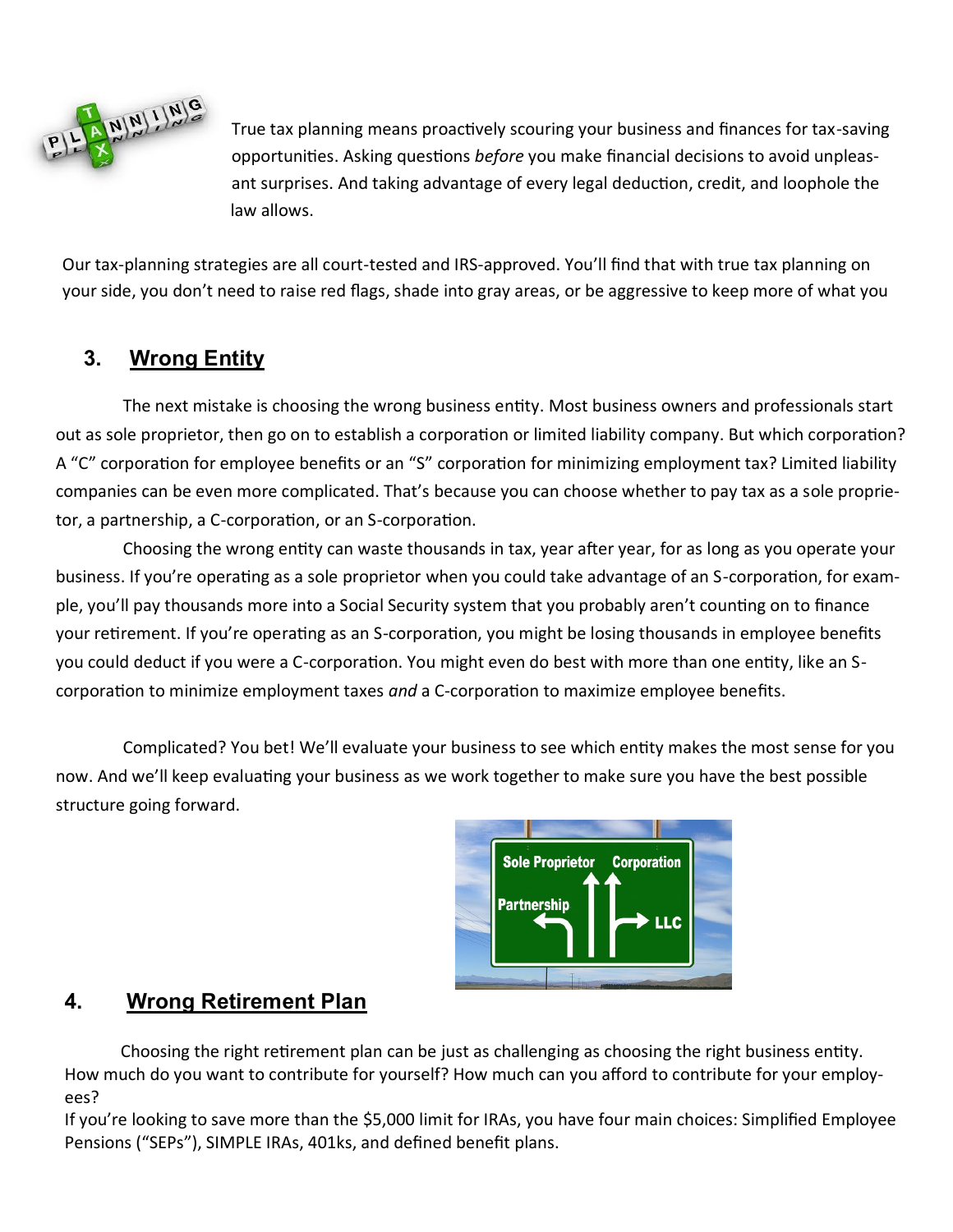True tax planning means proactively scouring your business and finances for tax-saving opportunities. Asking questions *before* you make financial decisions to avoid unpleasant surprises. And taking advantage of every legal deduction, credit, and loophole the law allows.

Our tax-planning strategies are all court-tested and IRS-approved. You'll find that with true tax planning on your side, you don't need to raise red flags, shade into gray areas, or be aggressive to keep more of what you

## 3. Wrong Entity

The next mistake is choosing the wrong business entity. Most business owners and professionals start out as sole proprietor, then go on to establish a corporation or limited liability company. But which corporation? A "C" corporation for employee benefits or an "S" corporation for minimizing employment tax? Limited liability companies can be even more complicated. That's because you can choose whether to pay tax as a sole proprietor, a partnership, a C-corporation, or an S-corporation.

Choosing the wrong entity can waste thousands in tax, year after year, for as long as you operate your business. If you're operating as a sole proprietor when you could take advantage of an S-corporation, for example, you'll pay thousands more into a Social Security system that you probably aren't counting on to finance your retirement. If you're operating as an S-corporation, you might be losing thousands in employee benefits you could deduct if you were a C-corporation. You might even do best with more than one entity, like an S-corporation to minimize employment taxes *and* a C-corporation to maximize employee benefits.

Complicated? You bet! We'll evaluate your business to see which entity makes the most sense for you now. And we'll keep evaluating your business as we work together to make sure you have the best possible structure going forward.

## 4. Wrong Retirement Plan

Choosing the right retirement plan can be just as challenging as choosing the right business entity. How much do you want to contribute for yourself? How much can you afford to contribute for your employees?

If you're looking to save more than the $5,000 limit for IRAs, you have four main choices: Simplified Employee Pensions ("SEPs"), SIMPLE IRAs, 401ks, and defined benefit plans.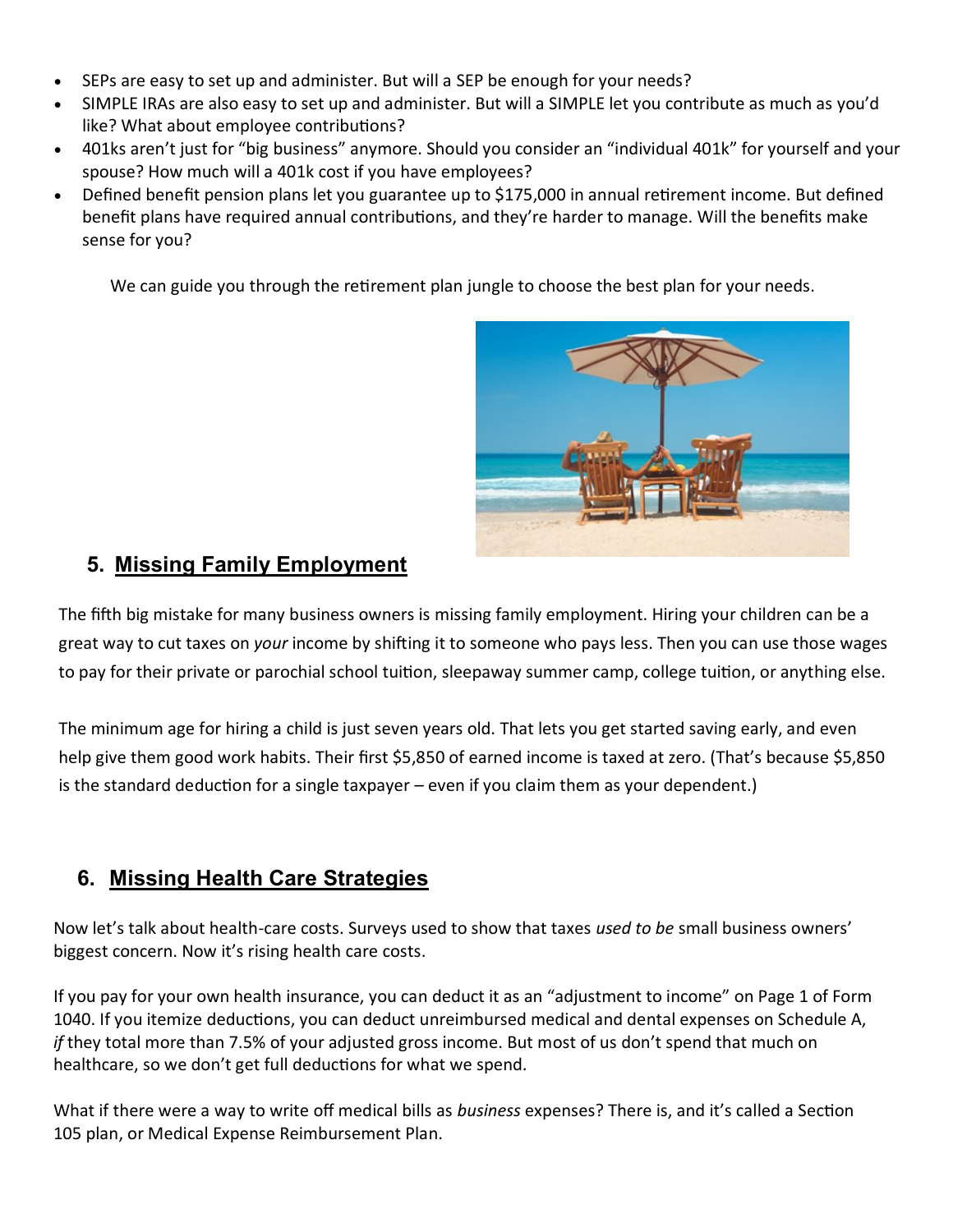- SEPs are easy to set up and administer. But will a SEP be enough for your needs?
- SIMPLE IRAs are also easy to set up and administer. But will a SIMPLE let you contribute as much as you'd like? What about employee contributions?
- 401ks aren't just for "big business" anymore. Should you consider an "individual 401k" for yourself and your spouse? How much will a 401k cost if you have employees?
- Defined benefit pension plans let you guarantee up to $175,000 in annual retirement income. But defined benefit plans have required annual contributions, and they're harder to manage. Will the benefits make sense for you?

We can guide you through the retirement plan jungle to choose the best plan for your needs.

## 5. Missing Family Employment

The fifth big mistake for many business owners is missing family employment. Hiring your children can be a great way to cut taxes on *your* income by shifting it to someone who pays less. Then you can use those wages to pay for their private or parochial school tuition, sleepaway summer camp, college tuition, or anything else.

The minimum age for hiring a child is just seven years old. That lets you get started saving early, and even help give them good work habits. Their first $5,850 of earned income is taxed at zero. (That's because $5,850 is the standard deduction for a single taxpayer – even if you claim them as your dependent.)

## 6. Missing Health Care Strategies

Now let's talk about health-care costs. Surveys used to show that taxes *used to be* small business owners' biggest concern. Now it's rising health care costs.

If you pay for your own health insurance, you can deduct it as an "adjustment to income" on Page 1 of Form 1040. If you itemize deductions, you can deduct unreimbursed medical and dental expenses on Schedule A, *if* they total more than 7.5% of your adjusted gross income. But most of us don't spend that much on healthcare, so we don't get full deductions for what we spend.

What if there were a way to write off medical bills as *business* expenses? There is, and it's called a Section 105 plan, or Medical Expense Reimbursement Plan.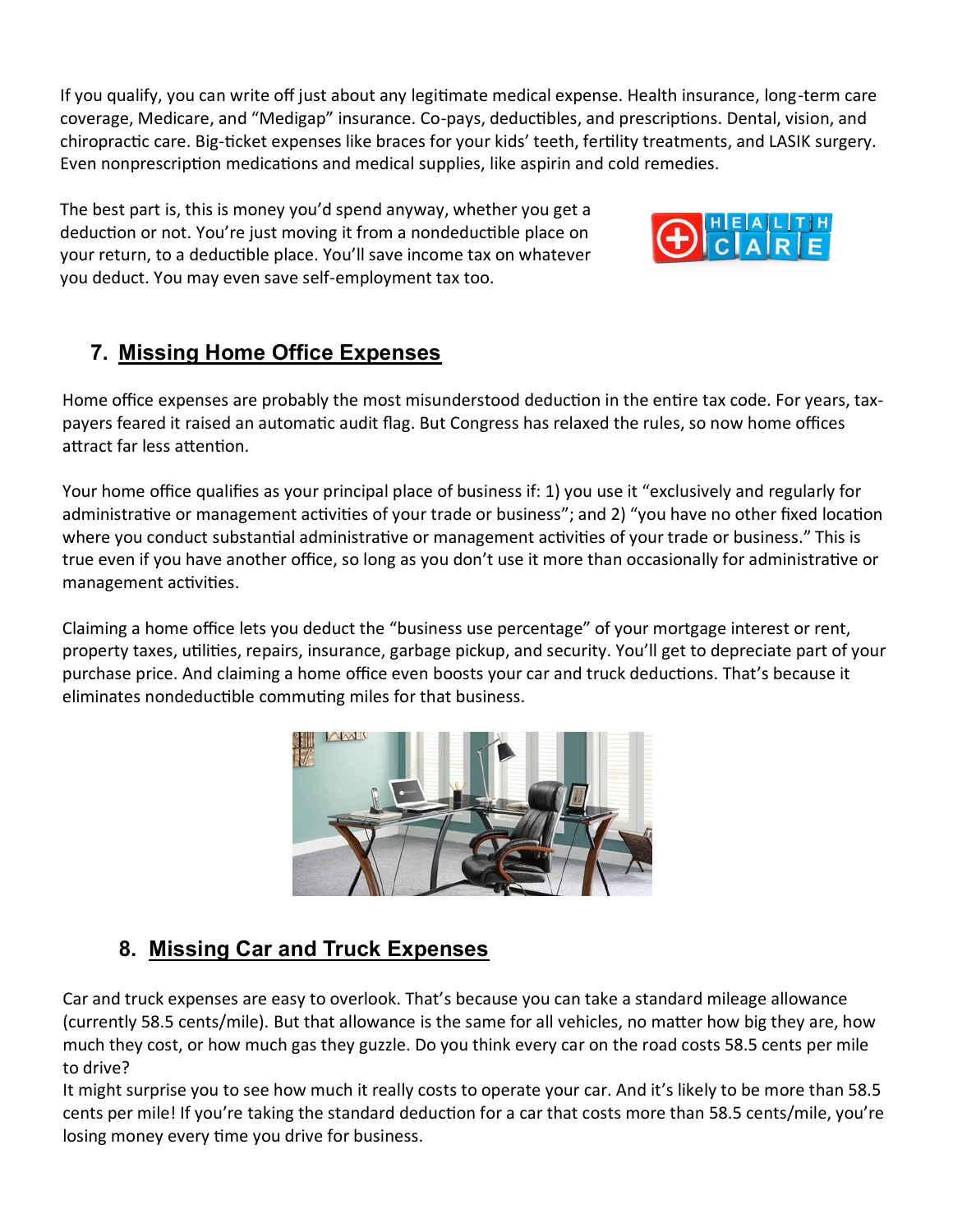If you qualify, you can write off just about any legitimate medical expense. Health insurance, long-term care coverage, Medicare, and "Medigap" insurance. Co-pays, deductibles, and prescriptions. Dental, vision, and chiropractic care. Big-ticket expenses like braces for your kids' teeth, fertility treatments, and LASIK surgery. Even nonprescription medications and medical supplies, like aspirin and cold remedies.

The best part is, this is money you'd spend anyway, whether you get a deduction or not. You're just moving it from a nondeductible place on your return, to a deductible place. You'll save income tax on whatever you deduct. You may even save self-employment tax too.

## 7. Missing Home Office Expenses

Home office expenses are probably the most misunderstood deduction in the entire tax code. For years, taxpayers feared it raised an automatic audit flag. But Congress has relaxed the rules, so now home offices attract far less attention.

Your home office qualifies as your principal place of business if: 1) you use it "exclusively and regularly for administrative or management activities of your trade or business"; and 2) "you have no other fixed location where you conduct substantial administrative or management activities of your trade or business." This is true even if you have another office, so long as you don't use it more than occasionally for administrative or management activities.

Claiming a home office lets you deduct the "business use percentage" of your mortgage interest or rent, property taxes, utilities, repairs, insurance, garbage pickup, and security. You'll get to depreciate part of your purchase price. And claiming a home office even boosts your car and truck deductions. That's because it eliminates nondeductible commuting miles for that business.

## 8. Missing Car and Truck Expenses

Car and truck expenses are easy to overlook. That's because you can take a standard mileage allowance (currently 58.5 cents/mile). But that allowance is the same for all vehicles, no matter how big they are, how much they cost, or how much gas they guzzle. Do you think every car on the road costs 58.5 cents per mile to drive?

It might surprise you to see how much it really costs to operate your car. And it's likely to be more than 58.5 cents per mile! If you're taking the standard deduction for a car that costs more than 58.5 cents/mile, you're losing money every time you drive for business.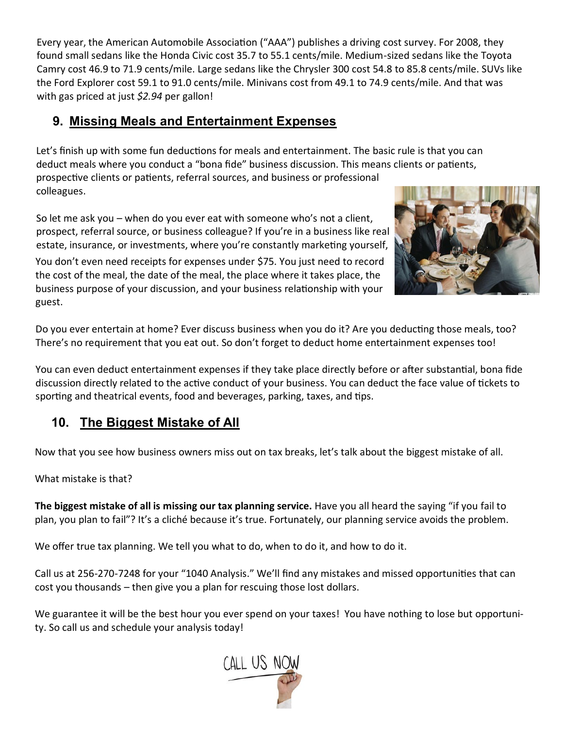Every year, the American Automobile Association ("AAA") publishes a driving cost survey. For 2008, they found small sedans like the Honda Civic cost 35.7 to 55.1 cents/mile. Medium-sized sedans like the Toyota Camry cost 46.9 to 71.9 cents/mile. Large sedans like the Chrysler 300 cost 54.8 to 85.8 cents/mile. SUVs like the Ford Explorer cost 59.1 to 91.0 cents/mile. Minivans cost from 49.1 to 74.9 cents/mile. And that was with gas priced at just *$2.94* per gallon!

## 9. Missing Meals and Entertainment Expenses

Let's finish up with some fun deductions for meals and entertainment. The basic rule is that you can deduct meals where you conduct a "bona fide" business discussion. This means clients or patients, prospective clients or patients, referral sources, and business or professional colleagues.

So let me ask you – when do you ever eat with someone who's not a client, prospect, referral source, or business colleague? If you're in a business like real estate, insurance, or investments, where you're constantly marketing yourself, You don't even need receipts for expenses under $75. You just need to record the cost of the meal, the date of the meal, the place where it takes place, the business purpose of your discussion, and your business relationship with your guest.

Do you ever entertain at home? Ever discuss business when you do it? Are you deducting those meals, too? There's no requirement that you eat out. So don't forget to deduct home entertainment expenses too!

You can even deduct entertainment expenses if they take place directly before or after substantial, bona fide discussion directly related to the active conduct of your business. You can deduct the face value of tickets to sporting and theatrical events, food and beverages, parking, taxes, and tips.

## 10. The Biggest Mistake of All

Now that you see how business owners miss out on tax breaks, let's talk about the biggest mistake of all.

What mistake is that?

**The biggest mistake of all is missing our tax planning service.** Have you all heard the saying "if you fail to plan, you plan to fail"? It's a cliché because it's true. Fortunately, our planning service avoids the problem.

We offer true tax planning. We tell you what to do, when to do it, and how to do it.

Call us at 256-270-7248 for your "1040 Analysis." We'll find any mistakes and missed opportunities that can cost you thousands – then give you a plan for rescuing those lost dollars.

We guarantee it will be the best hour you ever spend on your taxes! You have nothing to lose but opportunity. So call us and schedule your analysis today!

CALL US NOW